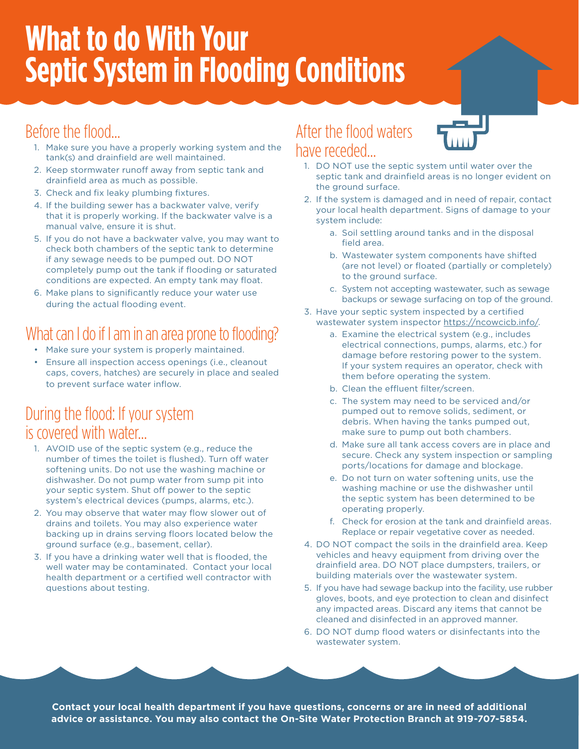# What to do With Your Septic System in Flooding Conditions

## Before the flood...

1. Make sure you have a properly working system and the tank(s) and drainfield are well maintained.
2. Keep stormwater runoff away from septic tank and drainfield area as much as possible.
3. Check and fix leaky plumbing fixtures.
4. If the building sewer has a backwater valve, verify that it is properly working. If the backwater valve is a manual valve, ensure it is shut.
5. If you do not have a backwater valve, you may want to check both chambers of the septic tank to determine if any sewage needs to be pumped out. DO NOT completely pump out the tank if flooding or saturated conditions are expected. An empty tank may float.
6. Make plans to significantly reduce your water use during the actual flooding event.

## What can I do if I am in an area prone to flooding?

- Make sure your system is properly maintained.
- Ensure all inspection access openings (i.e., cleanout caps, covers, hatches) are securely in place and sealed to prevent surface water inflow.

## During the flood: If your system is covered with water...

1. AVOID use of the septic system (e.g., reduce the number of times the toilet is flushed). Turn off water softening units. Do not use the washing machine or dishwasher. Do not pump water from sump pit into your septic system. Shut off power to the septic system's electrical devices (pumps, alarms, etc.).
2. You may observe that water may flow slower out of drains and toilets. You may also experience water backing up in drains serving floors located below the ground surface (e.g., basement, cellar).
3. If you have a drinking water well that is flooded, the well water may be contaminated. Contact your local health department or a certified well contractor with questions about testing.

## After the flood waters have receded...

1. DO NOT use the septic system until water over the septic tank and drainfield areas is no longer evident on the ground surface.
2. If the system is damaged and in need of repair, contact your local health department. Signs of damage to your system include:
   a. Soil settling around tanks and in the disposal field area.
   b. Wastewater system components have shifted (are not level) or floated (partially or completely) to the ground surface.
   c. System not accepting wastewater, such as sewage backups or sewage surfacing on top of the ground.
3. Have your septic system inspected by a certified wastewater system inspector https://ncowcicb.info/.
   a. Examine the electrical system (e.g., includes electrical connections, pumps, alarms, etc.) for damage before restoring power to the system. If your system requires an operator, check with them before operating the system.
   b. Clean the effluent filter/screen.
   c. The system may need to be serviced and/or pumped out to remove solids, sediment, or debris. When having the tanks pumped out, make sure to pump out both chambers.
   d. Make sure all tank access covers are in place and secure. Check any system inspection or sampling ports/locations for damage and blockage.
   e. Do not turn on water softening units, use the washing machine or use the dishwasher until the septic system has been determined to be operating properly.
   f. Check for erosion at the tank and drainfield areas. Replace or repair vegetative cover as needed.
4. DO NOT compact the soils in the drainfield area. Keep vehicles and heavy equipment from driving over the drainfield area. DO NOT place dumpsters, trailers, or building materials over the wastewater system.
5. If you have had sewage backup into the facility, use rubber gloves, boots, and eye protection to clean and disinfect any impacted areas. Discard any items that cannot be cleaned and disinfected in an approved manner.
6. DO NOT dump flood waters or disinfectants into the wastewater system.

**Contact your local health department if you have questions, concerns or are in need of additional advice or assistance. You may also contact the On-Site Water Protection Branch at 919-707-5854.**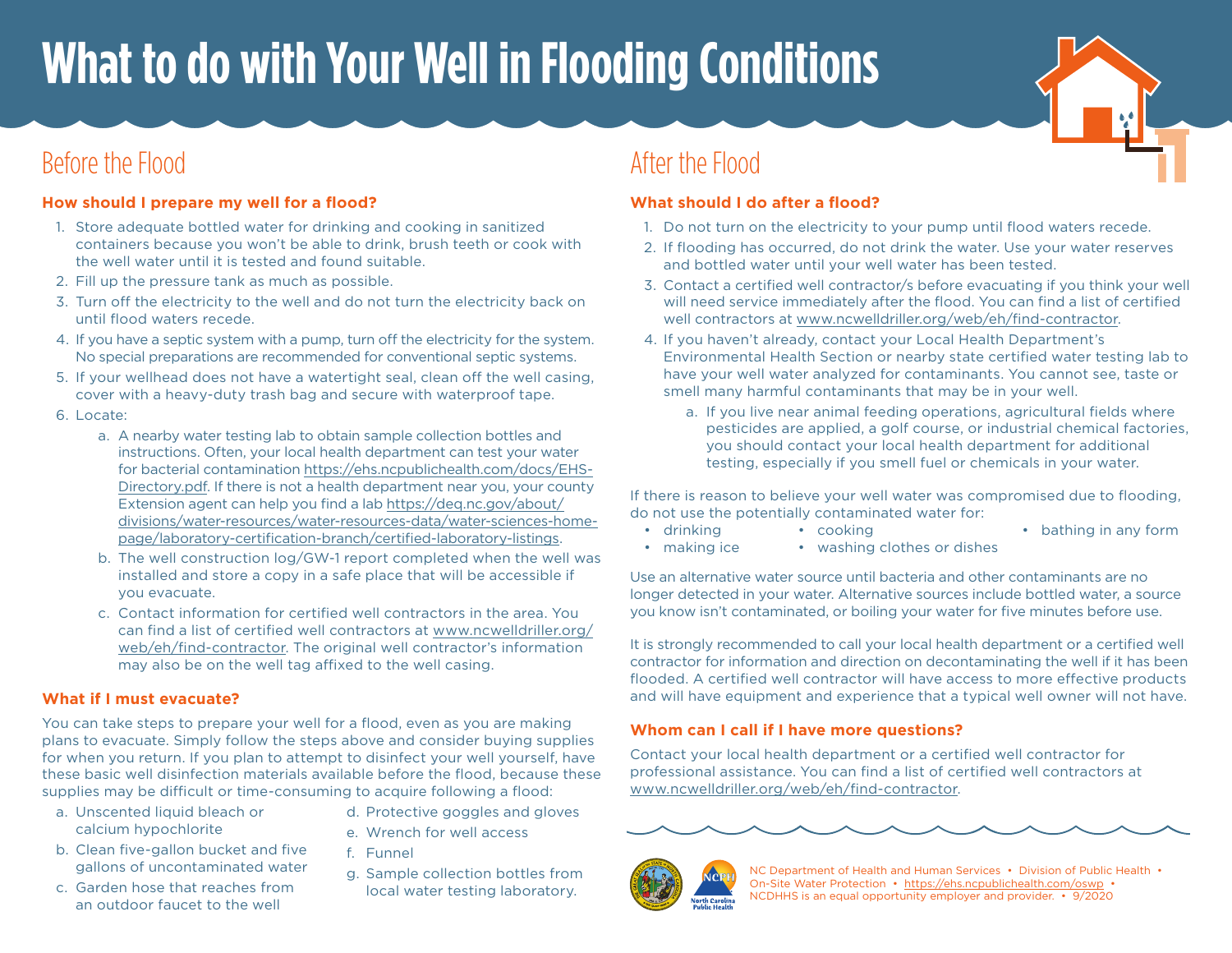# What to do with Your Well in Flooding Conditions

## Before the Flood

### How should I prepare my well for a flood?

1. Store adequate bottled water for drinking and cooking in sanitized containers because you won't be able to drink, brush teeth or cook with the well water until it is tested and found suitable.
2. Fill up the pressure tank as much as possible.
3. Turn off the electricity to the well and do not turn the electricity back on until flood waters recede.
4. If you have a septic system with a pump, turn off the electricity for the system. No special preparations are recommended for conventional septic systems.
5. If your wellhead does not have a watertight seal, clean off the well casing, cover with a heavy-duty trash bag and secure with waterproof tape.
6. Locate:
   a. A nearby water testing lab to obtain sample collection bottles and instructions. Often, your local health department can test your water for bacterial contamination https://ehs.ncpublichealth.com/docs/EHS-Directory.pdf. If there is not a health department near you, your county Extension agent can help you find a lab https://deq.nc.gov/about/divisions/water-resources/water-resources-data/water-sciences-home-page/laboratory-certification-branch/certified-laboratory-listings.
   b. The well construction log/GW-1 report completed when the well was installed and store a copy in a safe place that will be accessible if you evacuate.
   c. Contact information for certified well contractors in the area. You can find a list of certified well contractors at www.ncwelldriller.org/web/eh/find-contractor. The original well contractor's information may also be on the well tag affixed to the well casing.

### What if I must evacuate?

You can take steps to prepare your well for a flood, even as you are making plans to evacuate. Simply follow the steps above and consider buying supplies for when you return. If you plan to attempt to disinfect your well yourself, have these basic well disinfection materials available before the flood, because these supplies may be difficult or time-consuming to acquire following a flood:

a. Unscented liquid bleach or calcium hypochlorite
b. Clean five-gallon bucket and five gallons of uncontaminated water
c. Garden hose that reaches from an outdoor faucet to the well
d. Protective goggles and gloves
e. Wrench for well access
f. Funnel
g. Sample collection bottles from local water testing laboratory.

## After the Flood

### What should I do after a flood?

1. Do not turn on the electricity to your pump until flood waters recede.
2. If flooding has occurred, do not drink the water. Use your water reserves and bottled water until your well water has been tested.
3. Contact a certified well contractor/s before evacuating if you think your well will need service immediately after the flood. You can find a list of certified well contractors at www.ncwelldriller.org/web/eh/find-contractor.
4. If you haven't already, contact your Local Health Department's Environmental Health Section or nearby state certified water testing lab to have your well water analyzed for contaminants. You cannot see, taste or smell many harmful contaminants that may be in your well.
   a. If you live near animal feeding operations, agricultural fields where pesticides are applied, a golf course, or industrial chemical factories, you should contact your local health department for additional testing, especially if you smell fuel or chemicals in your water.

If there is reason to believe your well water was compromised due to flooding, do not use the potentially contaminated water for:

- drinking
- making ice
- cooking
- washing clothes or dishes
- bathing in any form

Use an alternative water source until bacteria and other contaminants are no longer detected in your water. Alternative sources include bottled water, a source you know isn't contaminated, or boiling your water for five minutes before use.

It is strongly recommended to call your local health department or a certified well contractor for information and direction on decontaminating the well if it has been flooded. A certified well contractor will have access to more effective products and will have equipment and experience that a typical well owner will not have.

### Whom can I call if I have more questions?

Contact your local health department or a certified well contractor for professional assistance. You can find a list of certified well contractors at www.ncwelldriller.org/web/eh/find-contractor.

NC Department of Health and Human Services • Division of Public Health • On-Site Water Protection • https://ehs.ncpublichealth.com/oswp • NCDHHS is an equal opportunity employer and provider. • 9/2020